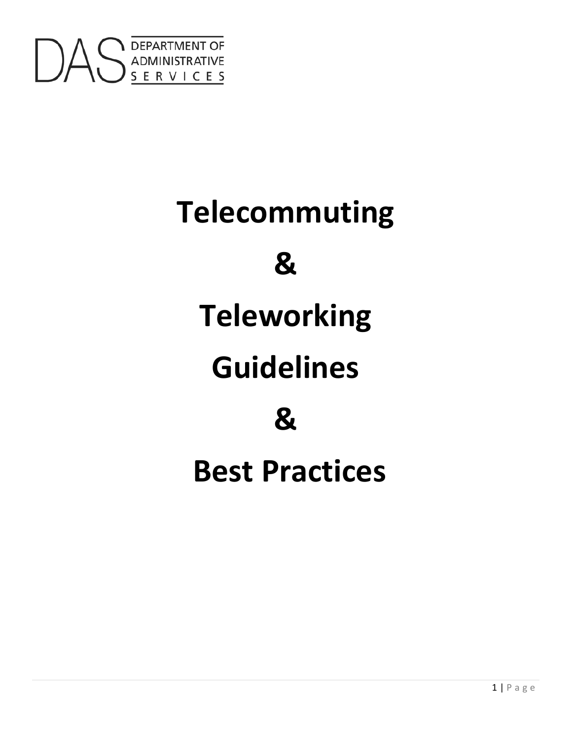DAS DEPARTMENT OF ADMINISTRATIVE SERVICES

# Telecommuting

# &

# Teleworking

# Guidelines

# &

# Best Practices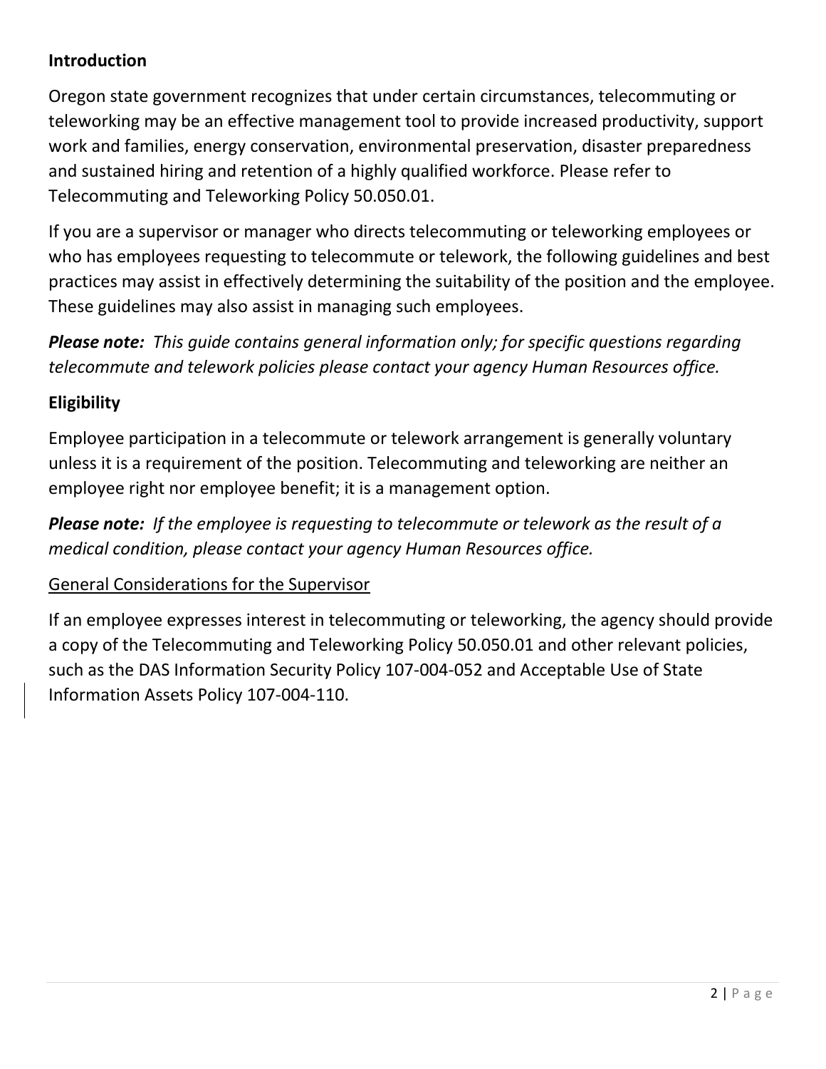## Introduction

Oregon state government recognizes that under certain circumstances, telecommuting or teleworking may be an effective management tool to provide increased productivity, support work and families, energy conservation, environmental preservation, disaster preparedness and sustained hiring and retention of a highly qualified workforce. Please refer to Telecommuting and Teleworking Policy 50.050.01.

If you are a supervisor or manager who directs telecommuting or teleworking employees or who has employees requesting to telecommute or telework, the following guidelines and best practices may assist in effectively determining the suitability of the position and the employee. These guidelines may also assist in managing such employees.

***Please note:*** *This guide contains general information only; for specific questions regarding telecommute and telework policies please contact your agency Human Resources office.*

## Eligibility

Employee participation in a telecommute or telework arrangement is generally voluntary unless it is a requirement of the position. Telecommuting and teleworking are neither an employee right nor employee benefit; it is a management option.

***Please note:*** *If the employee is requesting to telecommute or telework as the result of a medical condition, please contact your agency Human Resources office.*

### General Considerations for the Supervisor

If an employee expresses interest in telecommuting or teleworking, the agency should provide a copy of the Telecommuting and Teleworking Policy 50.050.01 and other relevant policies, such as the DAS Information Security Policy 107-004-052 and Acceptable Use of State Information Assets Policy 107-004-110.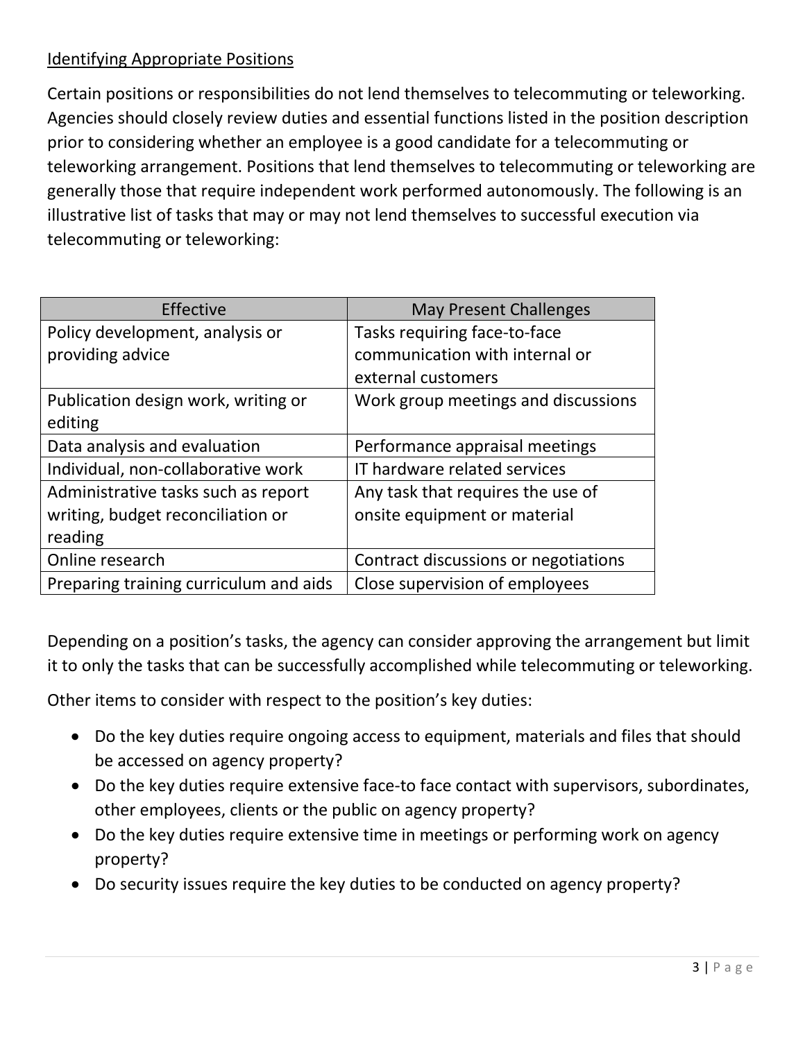## Identifying Appropriate Positions

Certain positions or responsibilities do not lend themselves to telecommuting or teleworking. Agencies should closely review duties and essential functions listed in the position description prior to considering whether an employee is a good candidate for a telecommuting or teleworking arrangement. Positions that lend themselves to telecommuting or teleworking are generally those that require independent work performed autonomously. The following is an illustrative list of tasks that may or may not lend themselves to successful execution via telecommuting or teleworking:

| Effective | May Present Challenges |
| --- | --- |
| Policy development, analysis or providing advice | Tasks requiring face-to-face communication with internal or external customers |
| Publication design work, writing or editing | Work group meetings and discussions |
| Data analysis and evaluation | Performance appraisal meetings |
| Individual, non-collaborative work | IT hardware related services |
| Administrative tasks such as report writing, budget reconciliation or reading | Any task that requires the use of onsite equipment or material |
| Online research | Contract discussions or negotiations |
| Preparing training curriculum and aids | Close supervision of employees |

Depending on a position's tasks, the agency can consider approving the arrangement but limit it to only the tasks that can be successfully accomplished while telecommuting or teleworking.

Other items to consider with respect to the position's key duties:

- Do the key duties require ongoing access to equipment, materials and files that should be accessed on agency property?
- Do the key duties require extensive face-to face contact with supervisors, subordinates, other employees, clients or the public on agency property?
- Do the key duties require extensive time in meetings or performing work on agency property?
- Do security issues require the key duties to be conducted on agency property?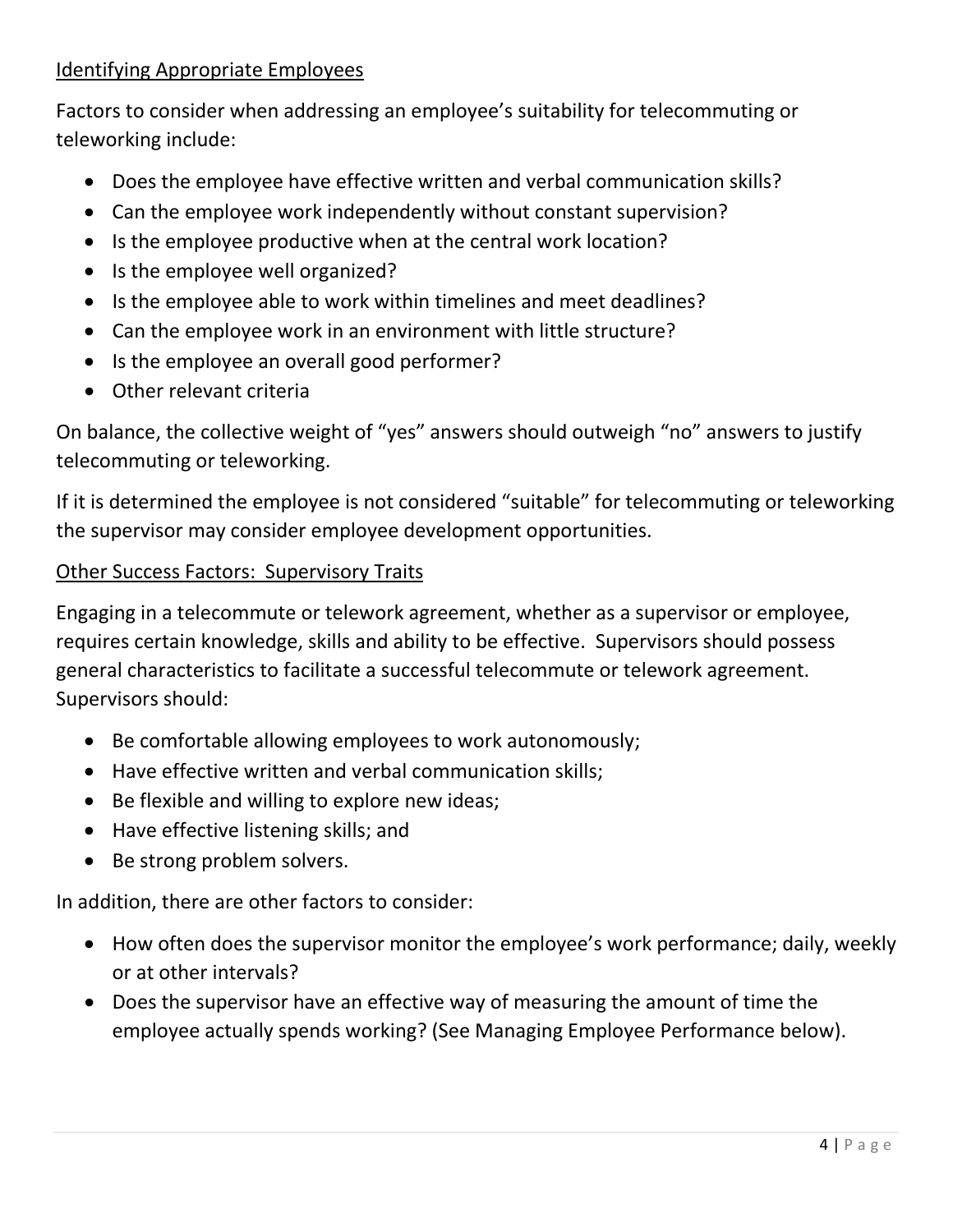## Identifying Appropriate Employees

Factors to consider when addressing an employee's suitability for telecommuting or teleworking include:

- Does the employee have effective written and verbal communication skills?
- Can the employee work independently without constant supervision?
- Is the employee productive when at the central work location?
- Is the employee well organized?
- Is the employee able to work within timelines and meet deadlines?
- Can the employee work in an environment with little structure?
- Is the employee an overall good performer?
- Other relevant criteria

On balance, the collective weight of "yes" answers should outweigh "no" answers to justify telecommuting or teleworking.

If it is determined the employee is not considered "suitable" for telecommuting or teleworking the supervisor may consider employee development opportunities.

## Other Success Factors: Supervisory Traits

Engaging in a telecommute or telework agreement, whether as a supervisor or employee, requires certain knowledge, skills and ability to be effective. Supervisors should possess general characteristics to facilitate a successful telecommute or telework agreement. Supervisors should:

- Be comfortable allowing employees to work autonomously;
- Have effective written and verbal communication skills;
- Be flexible and willing to explore new ideas;
- Have effective listening skills; and
- Be strong problem solvers.

In addition, there are other factors to consider:

- How often does the supervisor monitor the employee's work performance; daily, weekly or at other intervals?
- Does the supervisor have an effective way of measuring the amount of time the employee actually spends working? (See Managing Employee Performance below).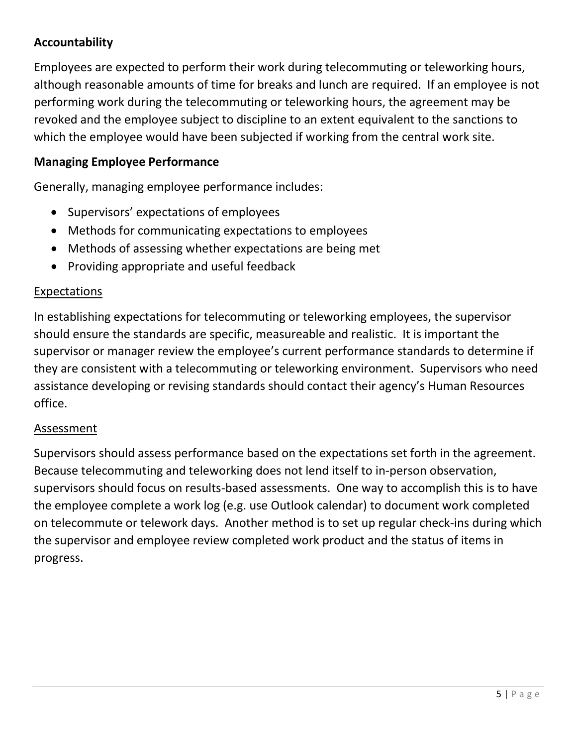**Accountability**

Employees are expected to perform their work during telecommuting or teleworking hours, although reasonable amounts of time for breaks and lunch are required. If an employee is not performing work during the telecommuting or teleworking hours, the agreement may be revoked and the employee subject to discipline to an extent equivalent to the sanctions to which the employee would have been subjected if working from the central work site.

**Managing Employee Performance**

Generally, managing employee performance includes:

- Supervisors' expectations of employees
- Methods for communicating expectations to employees
- Methods of assessing whether expectations are being met
- Providing appropriate and useful feedback

<u>Expectations</u>

In establishing expectations for telecommuting or teleworking employees, the supervisor should ensure the standards are specific, measureable and realistic. It is important the supervisor or manager review the employee's current performance standards to determine if they are consistent with a telecommuting or teleworking environment. Supervisors who need assistance developing or revising standards should contact their agency's Human Resources office.

<u>Assessment</u>

Supervisors should assess performance based on the expectations set forth in the agreement. Because telecommuting and teleworking does not lend itself to in-person observation, supervisors should focus on results-based assessments. One way to accomplish this is to have the employee complete a work log (e.g. use Outlook calendar) to document work completed on telecommute or telework days. Another method is to set up regular check-ins during which the supervisor and employee review completed work product and the status of items in progress.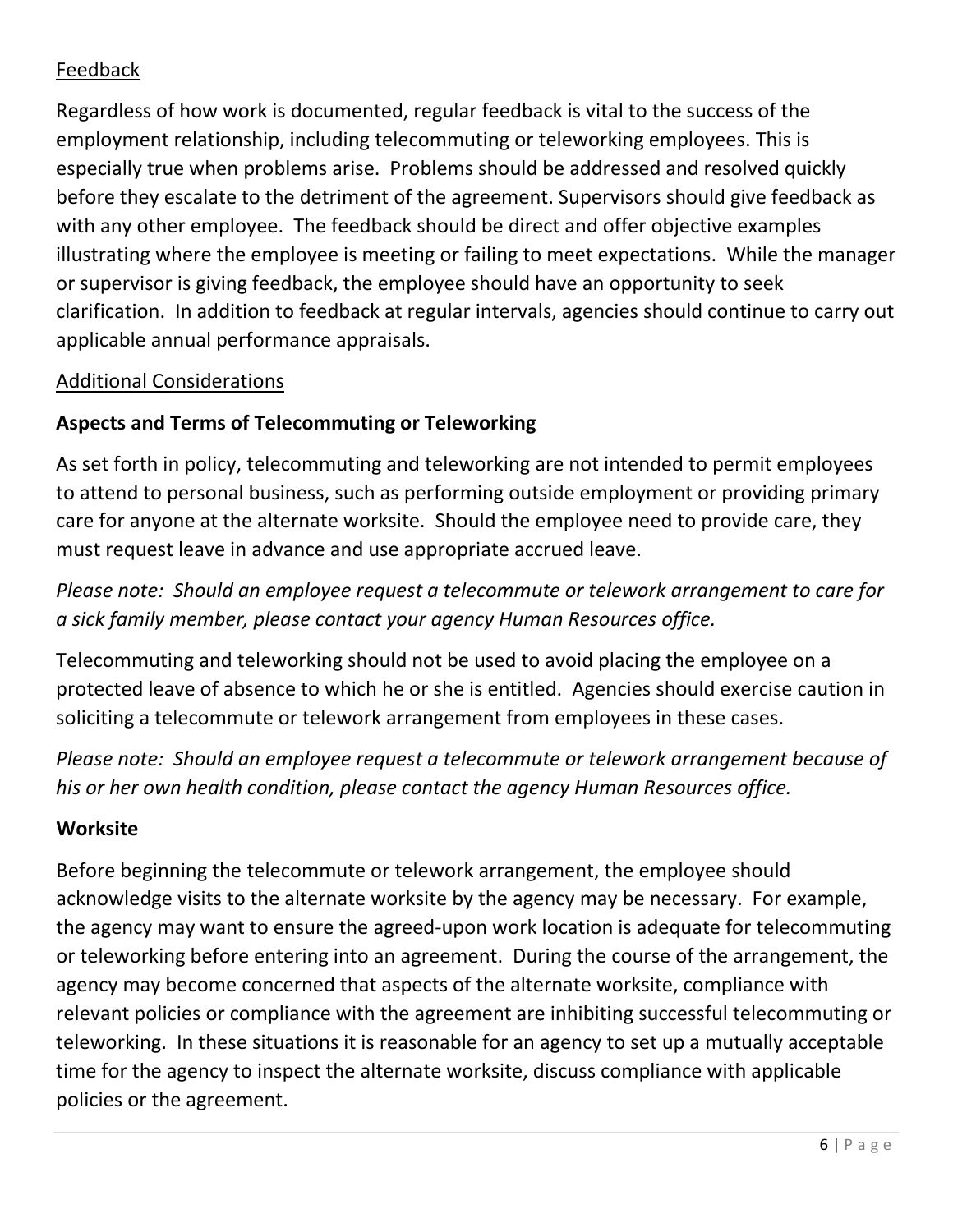<u>Feedback</u>

Regardless of how work is documented, regular feedback is vital to the success of the employment relationship, including telecommuting or teleworking employees. This is especially true when problems arise. Problems should be addressed and resolved quickly before they escalate to the detriment of the agreement. Supervisors should give feedback as with any other employee. The feedback should be direct and offer objective examples illustrating where the employee is meeting or failing to meet expectations. While the manager or supervisor is giving feedback, the employee should have an opportunity to seek clarification. In addition to feedback at regular intervals, agencies should continue to carry out applicable annual performance appraisals.

<u>Additional Considerations</u>

**Aspects and Terms of Telecommuting or Teleworking**

As set forth in policy, telecommuting and teleworking are not intended to permit employees to attend to personal business, such as performing outside employment or providing primary care for anyone at the alternate worksite. Should the employee need to provide care, they must request leave in advance and use appropriate accrued leave.

*Please note: Should an employee request a telecommute or telework arrangement to care for a sick family member, please contact your agency Human Resources office.*

Telecommuting and teleworking should not be used to avoid placing the employee on a protected leave of absence to which he or she is entitled. Agencies should exercise caution in soliciting a telecommute or telework arrangement from employees in these cases.

*Please note: Should an employee request a telecommute or telework arrangement because of his or her own health condition, please contact the agency Human Resources office.*

**Worksite**

Before beginning the telecommute or telework arrangement, the employee should acknowledge visits to the alternate worksite by the agency may be necessary. For example, the agency may want to ensure the agreed-upon work location is adequate for telecommuting or teleworking before entering into an agreement. During the course of the arrangement, the agency may become concerned that aspects of the alternate worksite, compliance with relevant policies or compliance with the agreement are inhibiting successful telecommuting or teleworking. In these situations it is reasonable for an agency to set up a mutually acceptable time for the agency to inspect the alternate worksite, discuss compliance with applicable policies or the agreement.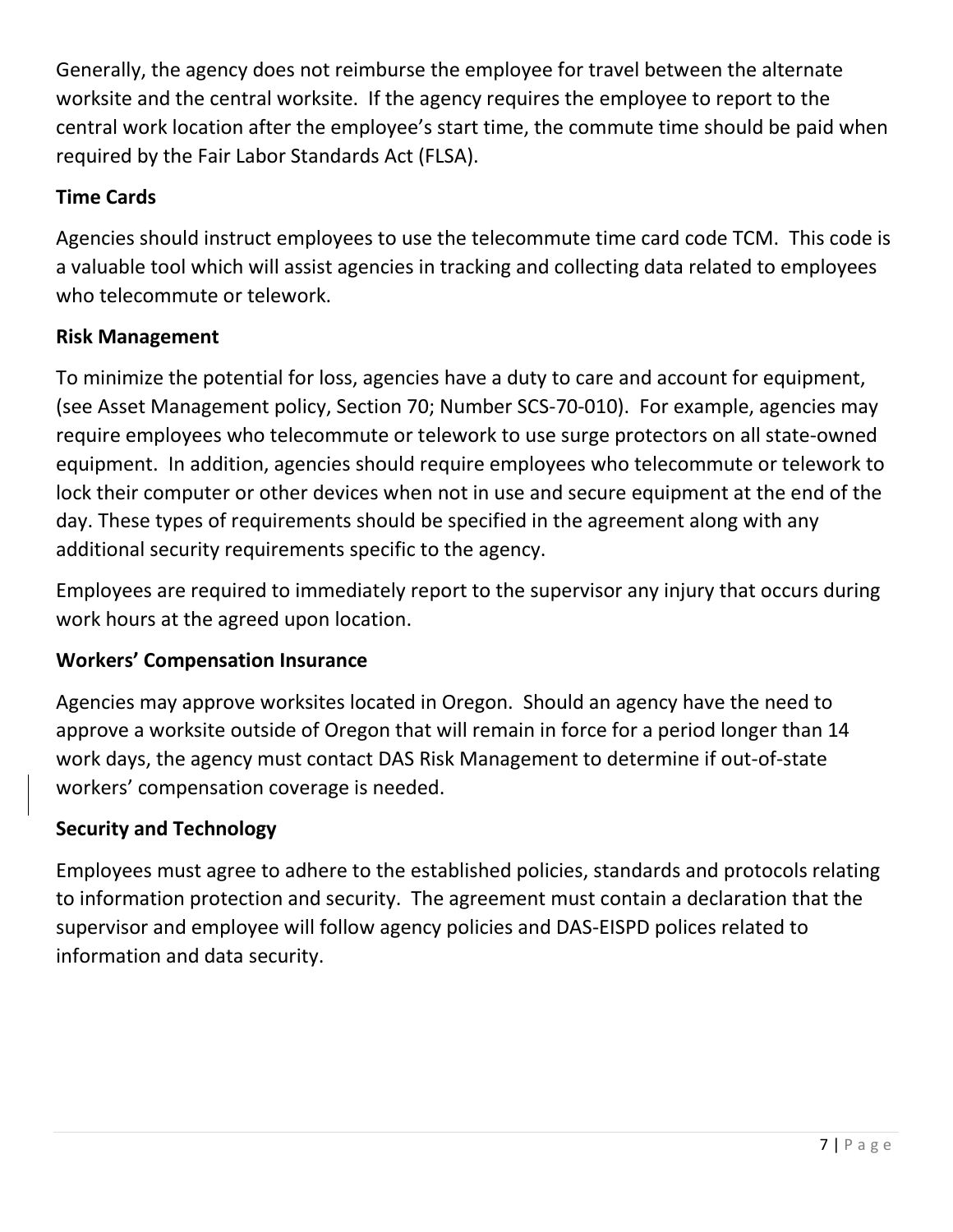Generally, the agency does not reimburse the employee for travel between the alternate worksite and the central worksite. If the agency requires the employee to report to the central work location after the employee's start time, the commute time should be paid when required by the Fair Labor Standards Act (FLSA).

**Time Cards**

Agencies should instruct employees to use the telecommute time card code TCM. This code is a valuable tool which will assist agencies in tracking and collecting data related to employees who telecommute or telework.

**Risk Management**

To minimize the potential for loss, agencies have a duty to care and account for equipment, (see Asset Management policy, Section 70; Number SCS-70-010). For example, agencies may require employees who telecommute or telework to use surge protectors on all state-owned equipment. In addition, agencies should require employees who telecommute or telework to lock their computer or other devices when not in use and secure equipment at the end of the day. These types of requirements should be specified in the agreement along with any additional security requirements specific to the agency.

Employees are required to immediately report to the supervisor any injury that occurs during work hours at the agreed upon location.

**Workers' Compensation Insurance**

Agencies may approve worksites located in Oregon. Should an agency have the need to approve a worksite outside of Oregon that will remain in force for a period longer than 14 work days, the agency must contact DAS Risk Management to determine if out-of-state workers' compensation coverage is needed.

**Security and Technology**

Employees must agree to adhere to the established policies, standards and protocols relating to information protection and security. The agreement must contain a declaration that the supervisor and employee will follow agency policies and DAS-EISPD polices related to information and data security.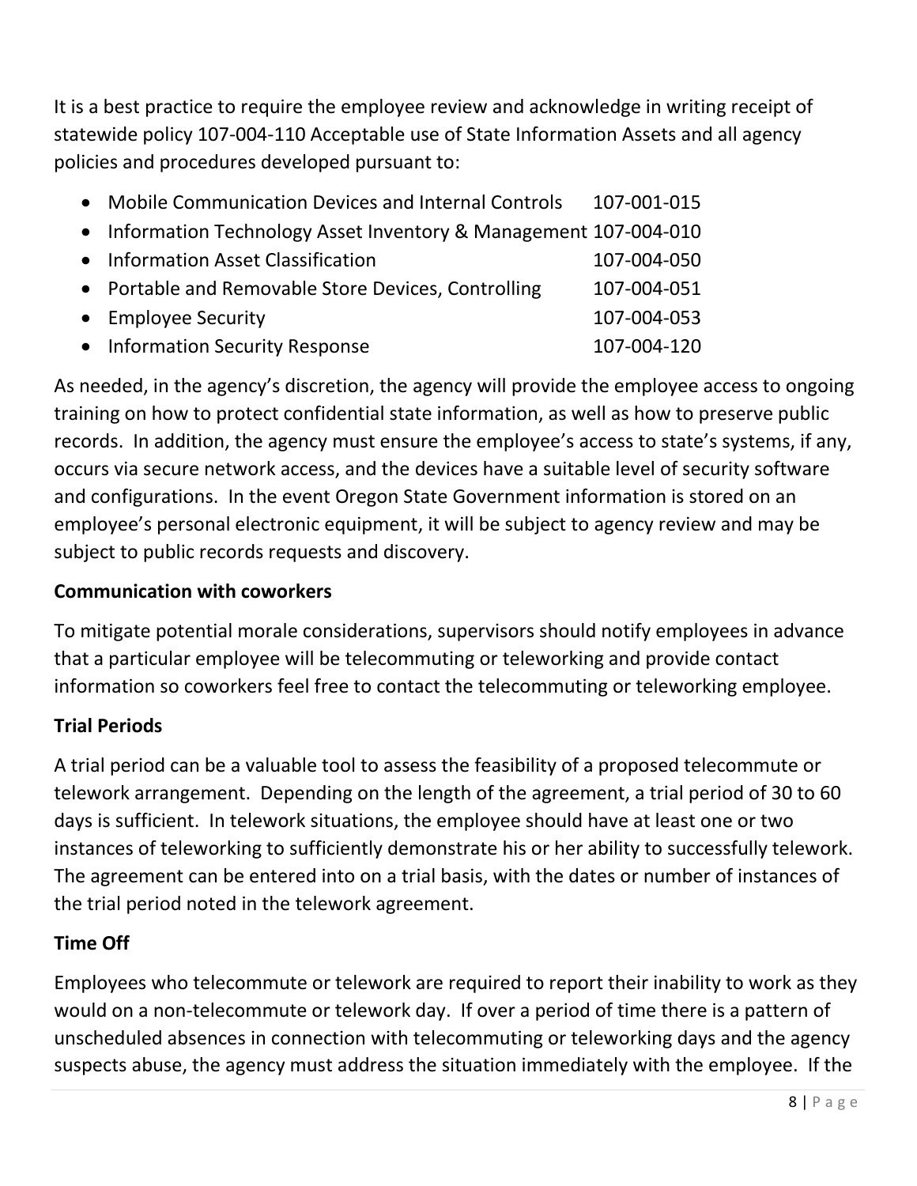It is a best practice to require the employee review and acknowledge in writing receipt of statewide policy 107-004-110 Acceptable use of State Information Assets and all agency policies and procedures developed pursuant to:

- Mobile Communication Devices and Internal Controls 107-001-015
- Information Technology Asset Inventory & Management 107-004-010
- Information Asset Classification 107-004-050
- Portable and Removable Store Devices, Controlling 107-004-051
- Employee Security 107-004-053
- Information Security Response 107-004-120

As needed, in the agency's discretion, the agency will provide the employee access to ongoing training on how to protect confidential state information, as well as how to preserve public records. In addition, the agency must ensure the employee's access to state's systems, if any, occurs via secure network access, and the devices have a suitable level of security software and configurations. In the event Oregon State Government information is stored on an employee's personal electronic equipment, it will be subject to agency review and may be subject to public records requests and discovery.

**Communication with coworkers**

To mitigate potential morale considerations, supervisors should notify employees in advance that a particular employee will be telecommuting or teleworking and provide contact information so coworkers feel free to contact the telecommuting or teleworking employee.

**Trial Periods**

A trial period can be a valuable tool to assess the feasibility of a proposed telecommute or telework arrangement. Depending on the length of the agreement, a trial period of 30 to 60 days is sufficient. In telework situations, the employee should have at least one or two instances of teleworking to sufficiently demonstrate his or her ability to successfully telework. The agreement can be entered into on a trial basis, with the dates or number of instances of the trial period noted in the telework agreement.

**Time Off**

Employees who telecommute or telework are required to report their inability to work as they would on a non-telecommute or telework day. If over a period of time there is a pattern of unscheduled absences in connection with telecommuting or teleworking days and the agency suspects abuse, the agency must address the situation immediately with the employee. If the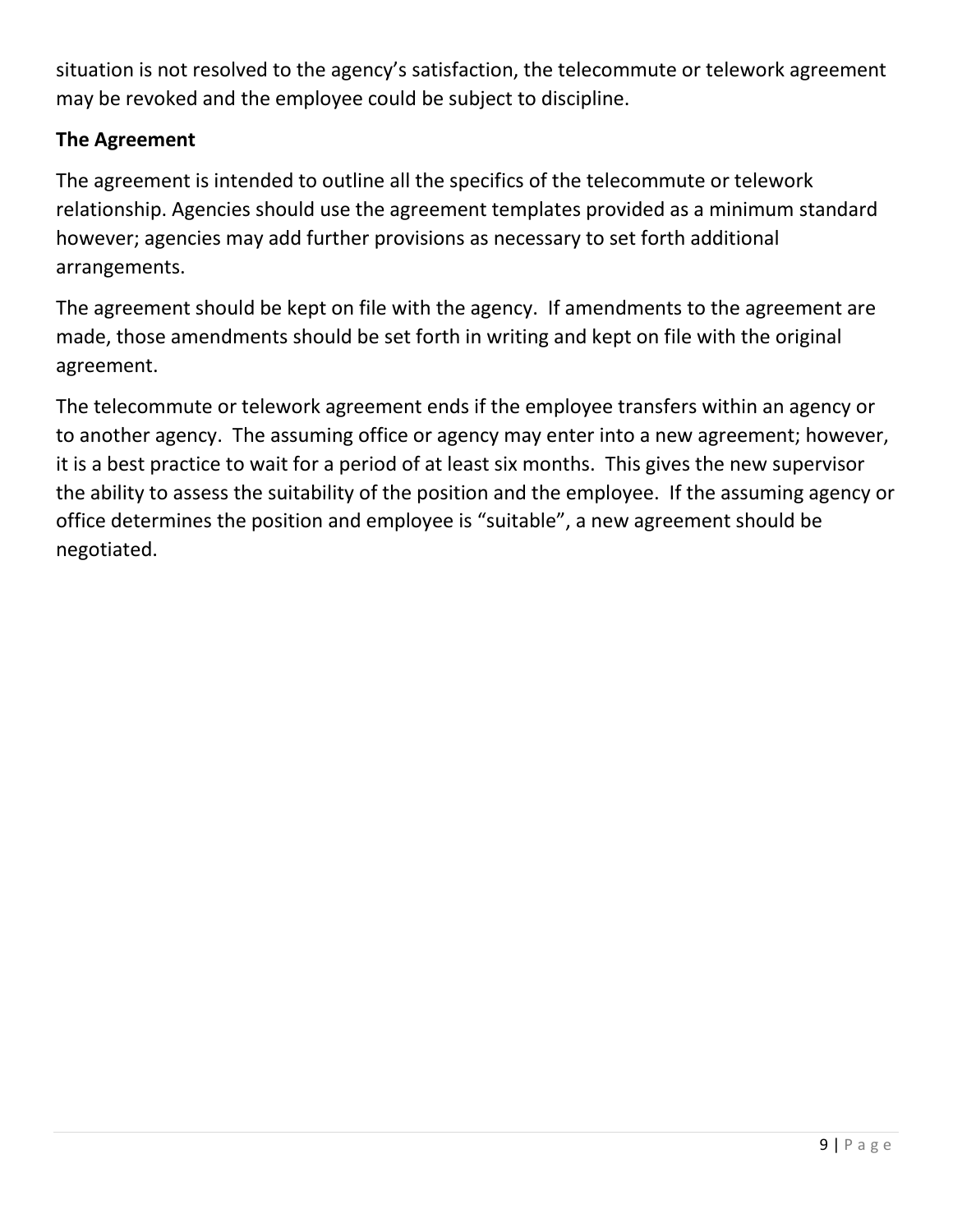situation is not resolved to the agency's satisfaction, the telecommute or telework agreement may be revoked and the employee could be subject to discipline.

**The Agreement**

The agreement is intended to outline all the specifics of the telecommute or telework relationship. Agencies should use the agreement templates provided as a minimum standard however; agencies may add further provisions as necessary to set forth additional arrangements.

The agreement should be kept on file with the agency. If amendments to the agreement are made, those amendments should be set forth in writing and kept on file with the original agreement.

The telecommute or telework agreement ends if the employee transfers within an agency or to another agency. The assuming office or agency may enter into a new agreement; however, it is a best practice to wait for a period of at least six months. This gives the new supervisor the ability to assess the suitability of the position and the employee. If the assuming agency or office determines the position and employee is "suitable", a new agreement should be negotiated.